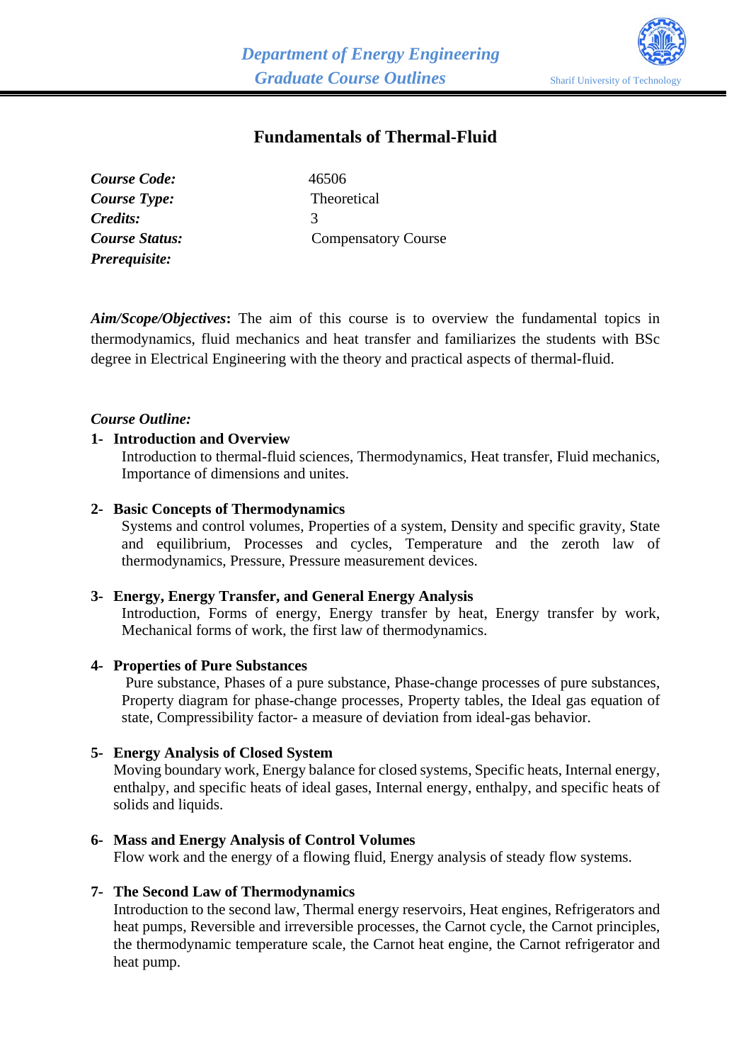# Fundamentals of Thermal-Fluid

***Course Code:*** 46506
***Course Type:*** Theoretical
***Credits:*** 3
***Course Status:*** Compensatory Course
***Prerequisite:***

***Aim/Scope/Objectives*:** The aim of this course is to overview the fundamental topics in thermodynamics, fluid mechanics and heat transfer and familiarizes the students with BSc degree in Electrical Engineering with the theory and practical aspects of thermal-fluid.

***Course Outline:***

**1- Introduction and Overview**

Introduction to thermal-fluid sciences, Thermodynamics, Heat transfer, Fluid mechanics, Importance of dimensions and unites.

**2- Basic Concepts of Thermodynamics**

Systems and control volumes, Properties of a system, Density and specific gravity, State and equilibrium, Processes and cycles, Temperature and the zeroth law of thermodynamics, Pressure, Pressure measurement devices.

**3- Energy, Energy Transfer, and General Energy Analysis**

Introduction, Forms of energy, Energy transfer by heat, Energy transfer by work, Mechanical forms of work, the first law of thermodynamics.

**4- Properties of Pure Substances**

Pure substance, Phases of a pure substance, Phase-change processes of pure substances, Property diagram for phase-change processes, Property tables, the Ideal gas equation of state, Compressibility factor- a measure of deviation from ideal-gas behavior.

**5- Energy Analysis of Closed System**

Moving boundary work, Energy balance for closed systems, Specific heats, Internal energy, enthalpy, and specific heats of ideal gases, Internal energy, enthalpy, and specific heats of solids and liquids.

**6- Mass and Energy Analysis of Control Volumes**

Flow work and the energy of a flowing fluid, Energy analysis of steady flow systems.

**7- The Second Law of Thermodynamics**

Introduction to the second law, Thermal energy reservoirs, Heat engines, Refrigerators and heat pumps, Reversible and irreversible processes, the Carnot cycle, the Carnot principles, the thermodynamic temperature scale, the Carnot heat engine, the Carnot refrigerator and heat pump.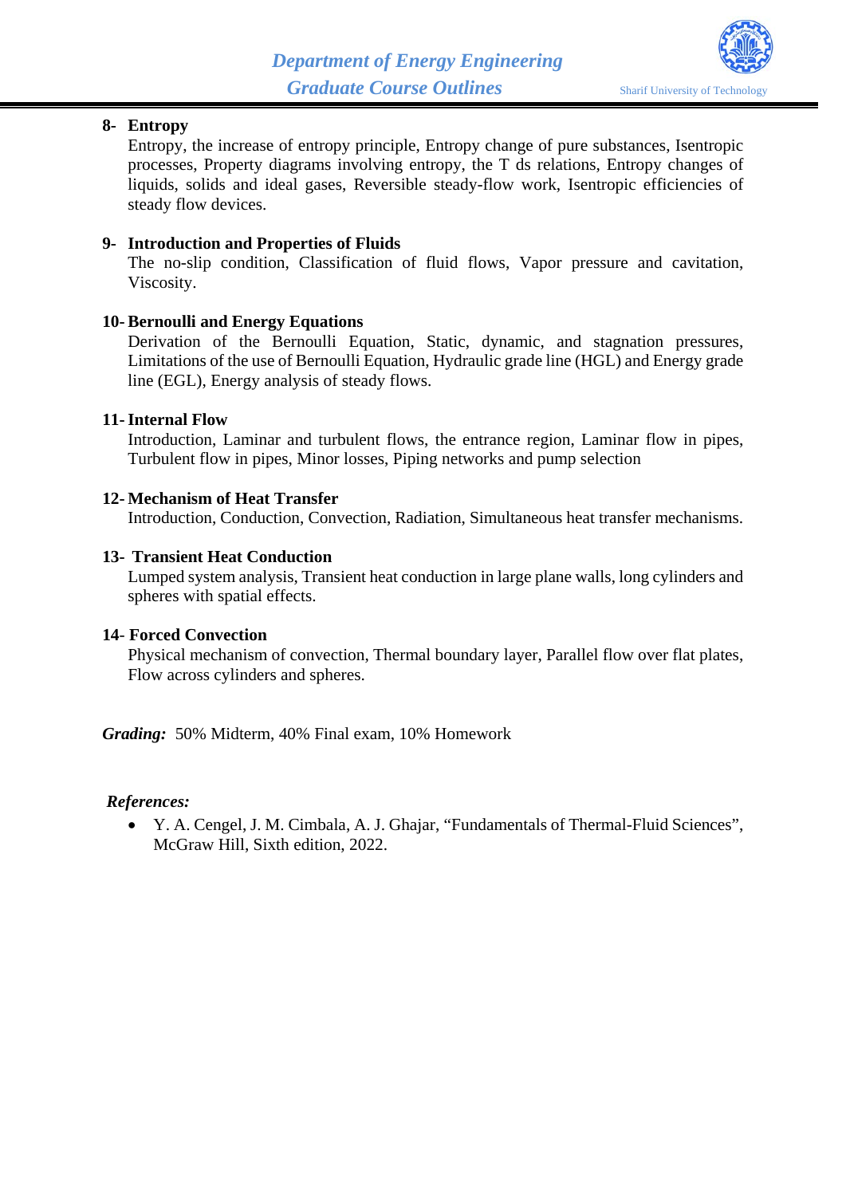**8- Entropy**

Entropy, the increase of entropy principle, Entropy change of pure substances, Isentropic processes, Property diagrams involving entropy, the T ds relations, Entropy changes of liquids, solids and ideal gases, Reversible steady-flow work, Isentropic efficiencies of steady flow devices.

**9- Introduction and Properties of Fluids**

The no-slip condition, Classification of fluid flows, Vapor pressure and cavitation, Viscosity.

**10- Bernoulli and Energy Equations**

Derivation of the Bernoulli Equation, Static, dynamic, and stagnation pressures, Limitations of the use of Bernoulli Equation, Hydraulic grade line (HGL) and Energy grade line (EGL), Energy analysis of steady flows.

**11- Internal Flow**

Introduction, Laminar and turbulent flows, the entrance region, Laminar flow in pipes, Turbulent flow in pipes, Minor losses, Piping networks and pump selection

**12- Mechanism of Heat Transfer**

Introduction, Conduction, Convection, Radiation, Simultaneous heat transfer mechanisms.

**13- Transient Heat Conduction**

Lumped system analysis, Transient heat conduction in large plane walls, long cylinders and spheres with spatial effects.

**14- Forced Convection**

Physical mechanism of convection, Thermal boundary layer, Parallel flow over flat plates, Flow across cylinders and spheres.

***Grading:*** 50% Midterm, 40% Final exam, 10% Homework

***References:***

- Y. A. Cengel, J. M. Cimbala, A. J. Ghajar, "Fundamentals of Thermal-Fluid Sciences", McGraw Hill, Sixth edition, 2022.